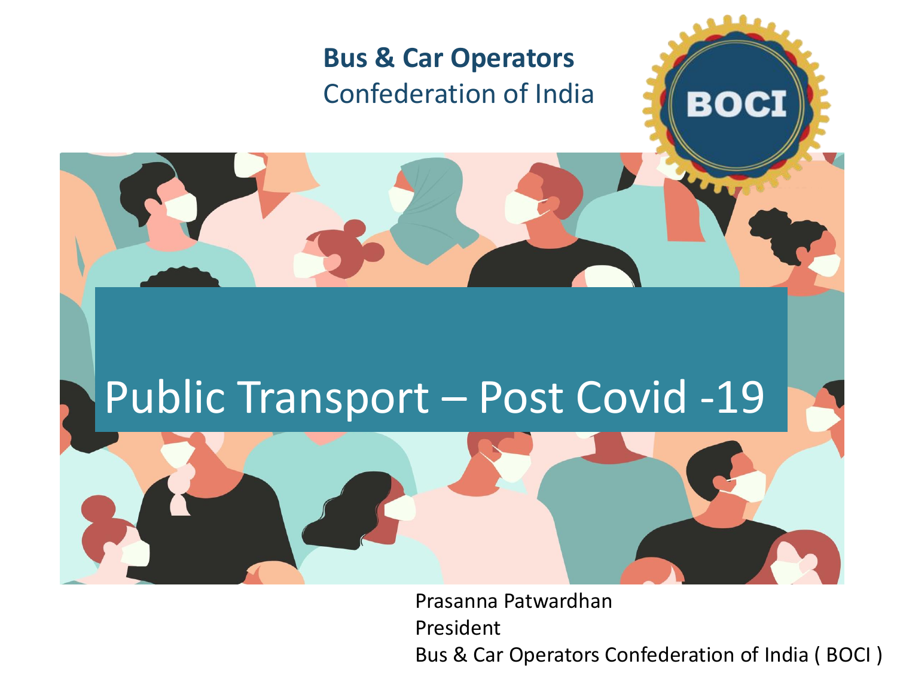**Bus & Car Operators**
Confederation of India

BOCI

# Public Transport – Post Covid -19

Prasanna Patwardhan
President
Bus & Car Operators Confederation of India ( BOCI )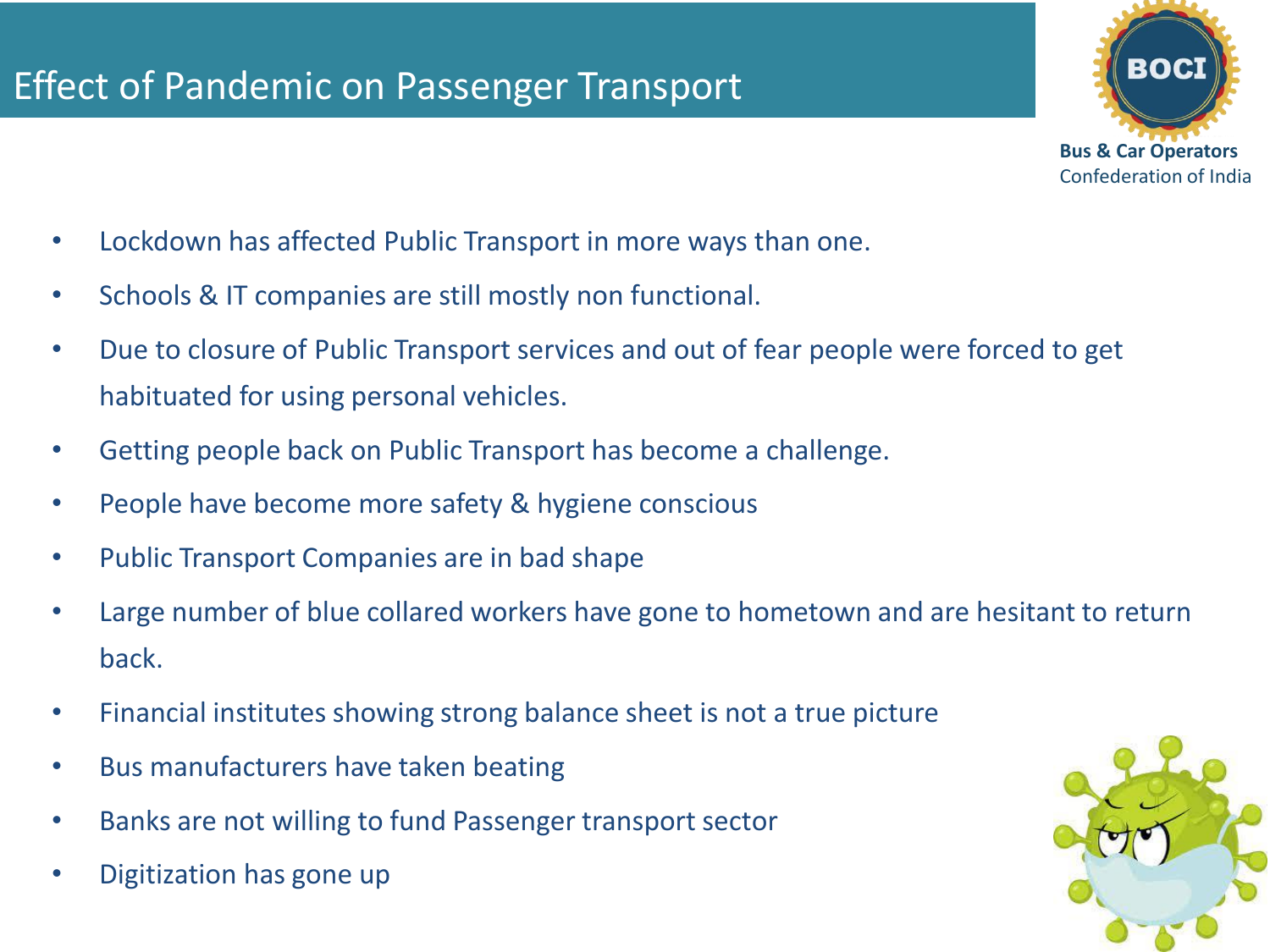# Effect of Pandemic on Passenger Transport

**Bus & Car Operators**
Confederation of India

- Lockdown has affected Public Transport in more ways than one.
- Schools & IT companies are still mostly non functional.
- Due to closure of Public Transport services and out of fear people were forced to get habituated for using personal vehicles.
- Getting people back on Public Transport has become a challenge.
- People have become more safety & hygiene conscious
- Public Transport Companies are in bad shape
- Large number of blue collared workers have gone to hometown and are hesitant to return back.
- Financial institutes showing strong balance sheet is not a true picture
- Bus manufacturers have taken beating
- Banks are not willing to fund Passenger transport sector
- Digitization has gone up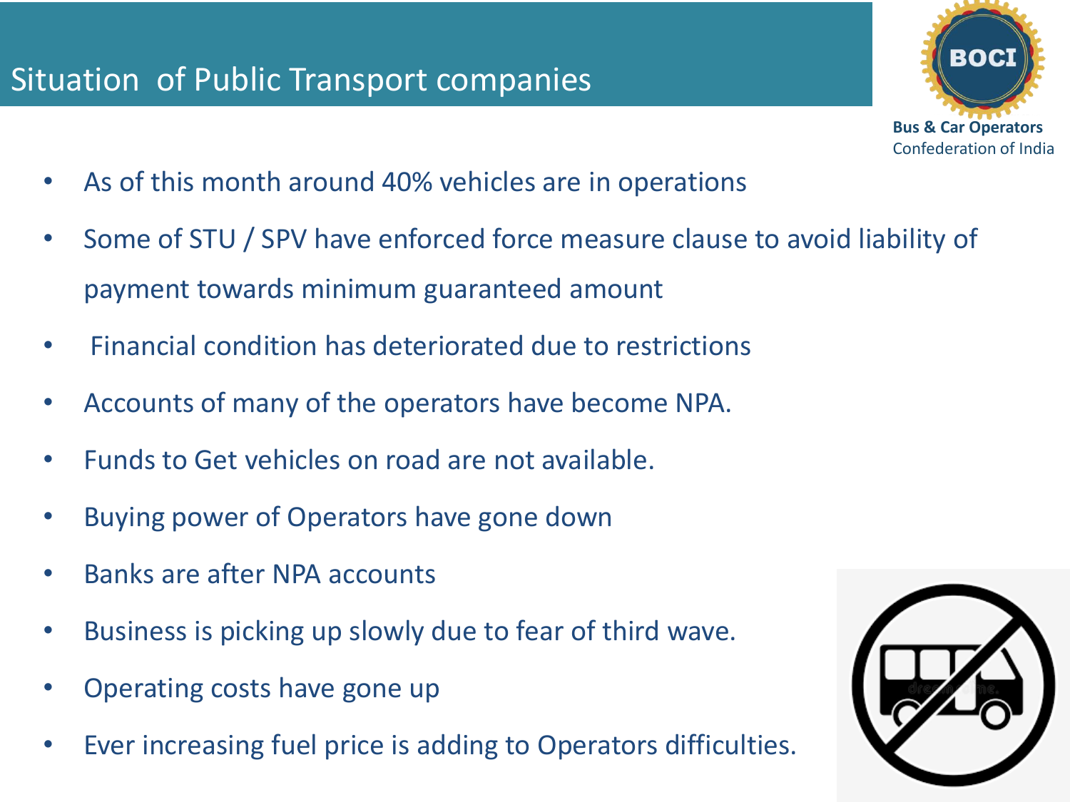# Situation of Public Transport companies

**Bus & Car Operators** Confederation of India

- As of this month around 40% vehicles are in operations
- Some of STU / SPV have enforced force measure clause to avoid liability of payment towards minimum guaranteed amount
- Financial condition has deteriorated due to restrictions
- Accounts of many of the operators have become NPA.
- Funds to Get vehicles on road are not available.
- Buying power of Operators have gone down
- Banks are after NPA accounts
- Business is picking up slowly due to fear of third wave.
- Operating costs have gone up
- Ever increasing fuel price is adding to Operators difficulties.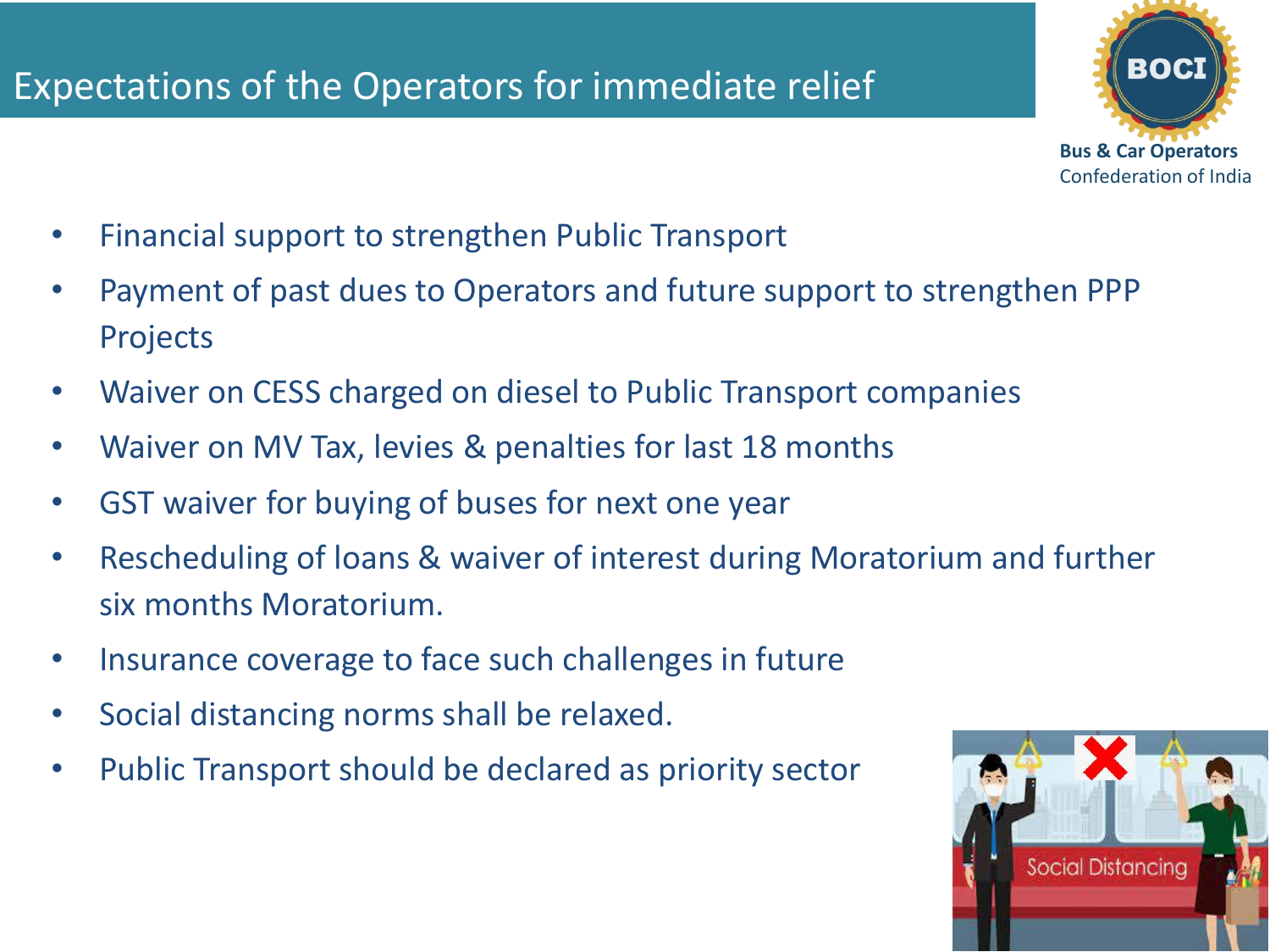# Expectations of the Operators for immediate relief

- Financial support to strengthen Public Transport
- Payment of past dues to Operators and future support to strengthen PPP Projects
- Waiver on CESS charged on diesel to Public Transport companies
- Waiver on MV Tax, levies & penalties for last 18 months
- GST waiver for buying of buses for next one year
- Rescheduling of loans & waiver of interest during Moratorium and further six months Moratorium.
- Insurance coverage to face such challenges in future
- Social distancing norms shall be relaxed.
- Public Transport should be declared as priority sector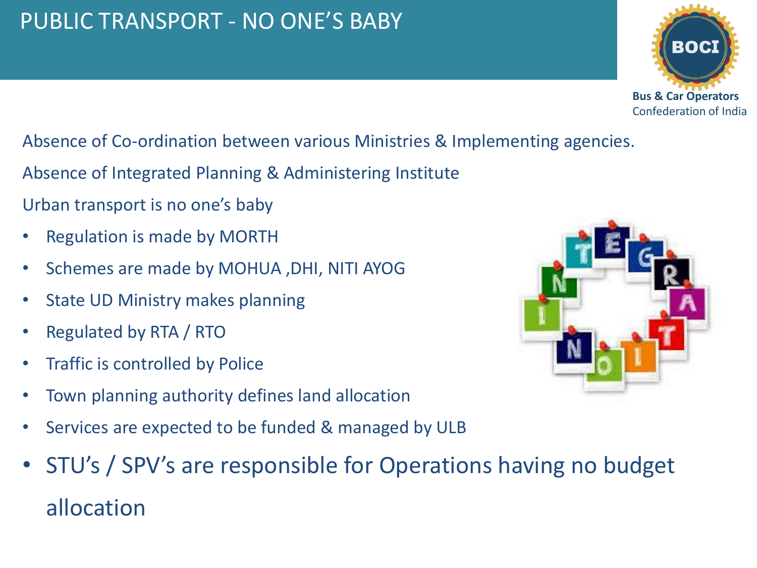# PUBLIC TRANSPORT - NO ONE'S BABY

Absence of Co-ordination between various Ministries & Implementing agencies.

Absence of Integrated Planning & Administering Institute

Urban transport is no one's baby

- Regulation is made by MORTH
- Schemes are made by MOHUA ,DHI, NITI AYOG
- State UD Ministry makes planning
- Regulated by RTA / RTO
- Traffic is controlled by Police
- Town planning authority defines land allocation
- Services are expected to be funded & managed by ULB
- STU's / SPV's are responsible for Operations having no budget allocation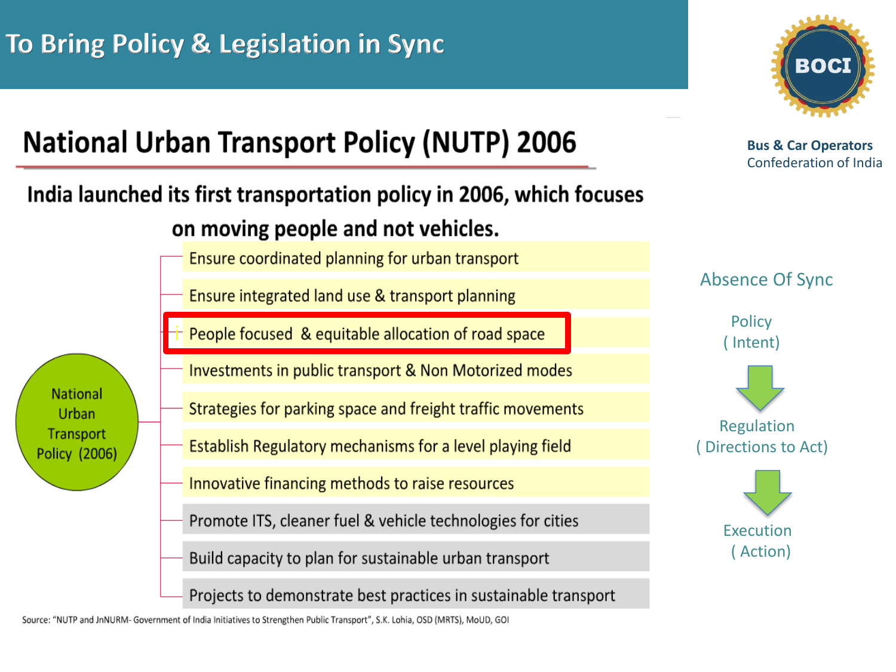# To Bring Policy & Legislation in Sync

**BOCI**

**Bus & Car Operators** Confederation of India

## National Urban Transport Policy (NUTP) 2006

**India launched its first transportation policy in 2006, which focuses on moving people and not vehicles.**

National Urban Transport Policy (2006)

- Ensure coordinated planning for urban transport
- Ensure integrated land use & transport planning
- People focused & equitable allocation of road space
- Investments in public transport & Non Motorized modes
- Strategies for parking space and freight traffic movements
- Establish Regulatory mechanisms for a level playing field
- Innovative financing methods to raise resources
- Promote ITS, cleaner fuel & vehicle technologies for cities
- Build capacity to plan for sustainable urban transport
- Projects to demonstrate best practices in sustainable transport

Source: "NUTP and JnNURM- Government of India Initiatives to Strengthen Public Transport", S.K. Lohia, OSD (MRTS), MoUD, GOI

### Absence Of Sync

Policy ( Intent)

↓

Regulation ( Directions to Act)

↓

Execution ( Action)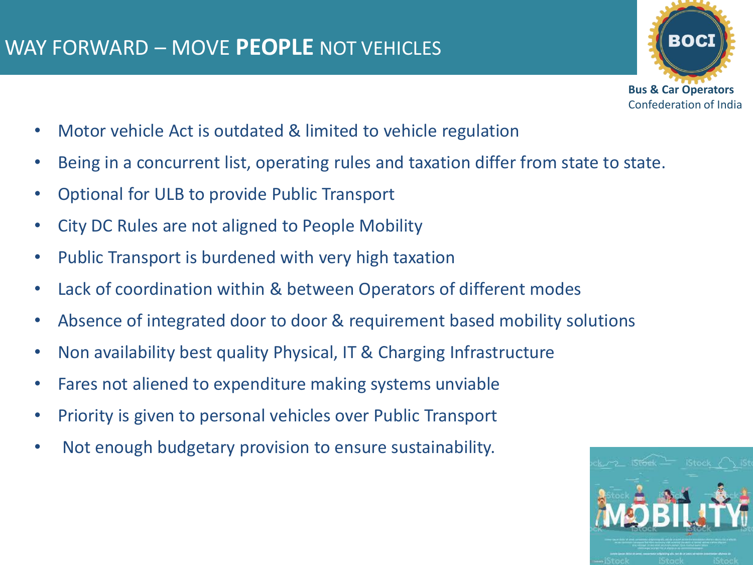# WAY FORWARD – MOVE **PEOPLE** NOT VEHICLES

**Bus & Car Operators**
Confederation of India

- Motor vehicle Act is outdated & limited to vehicle regulation
- Being in a concurrent list, operating rules and taxation differ from state to state.
- Optional for ULB to provide Public Transport
- City DC Rules are not aligned to People Mobility
- Public Transport is burdened with very high taxation
- Lack of coordination within & between Operators of different modes
- Absence of integrated door to door & requirement based mobility solutions
- Non availability best quality Physical, IT & Charging Infrastructure
- Fares not aliened to expenditure making systems unviable
- Priority is given to personal vehicles over Public Transport
- Not enough budgetary provision to ensure sustainability.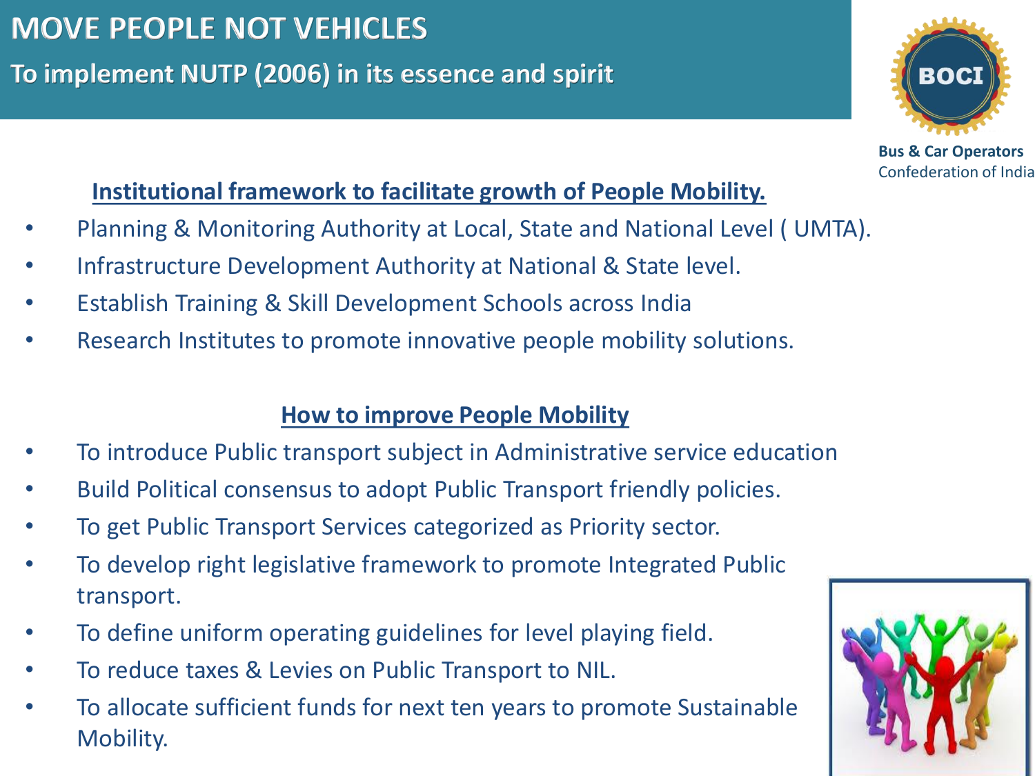# MOVE PEOPLE NOT VEHICLES

## To implement NUTP (2006) in its essence and spirit

Bus & Car Operators Confederation of India

### Institutional framework to facilitate growth of People Mobility.

- Planning & Monitoring Authority at Local, State and National Level ( UMTA).
- Infrastructure Development Authority at National & State level.
- Establish Training & Skill Development Schools across India
- Research Institutes to promote innovative people mobility solutions.

### How to improve People Mobility

- To introduce Public transport subject in Administrative service education
- Build Political consensus to adopt Public Transport friendly policies.
- To get Public Transport Services categorized as Priority sector.
- To develop right legislative framework to promote Integrated Public transport.
- To define uniform operating guidelines for level playing field.
- To reduce taxes & Levies on Public Transport to NIL.
- To allocate sufficient funds for next ten years to promote Sustainable Mobility.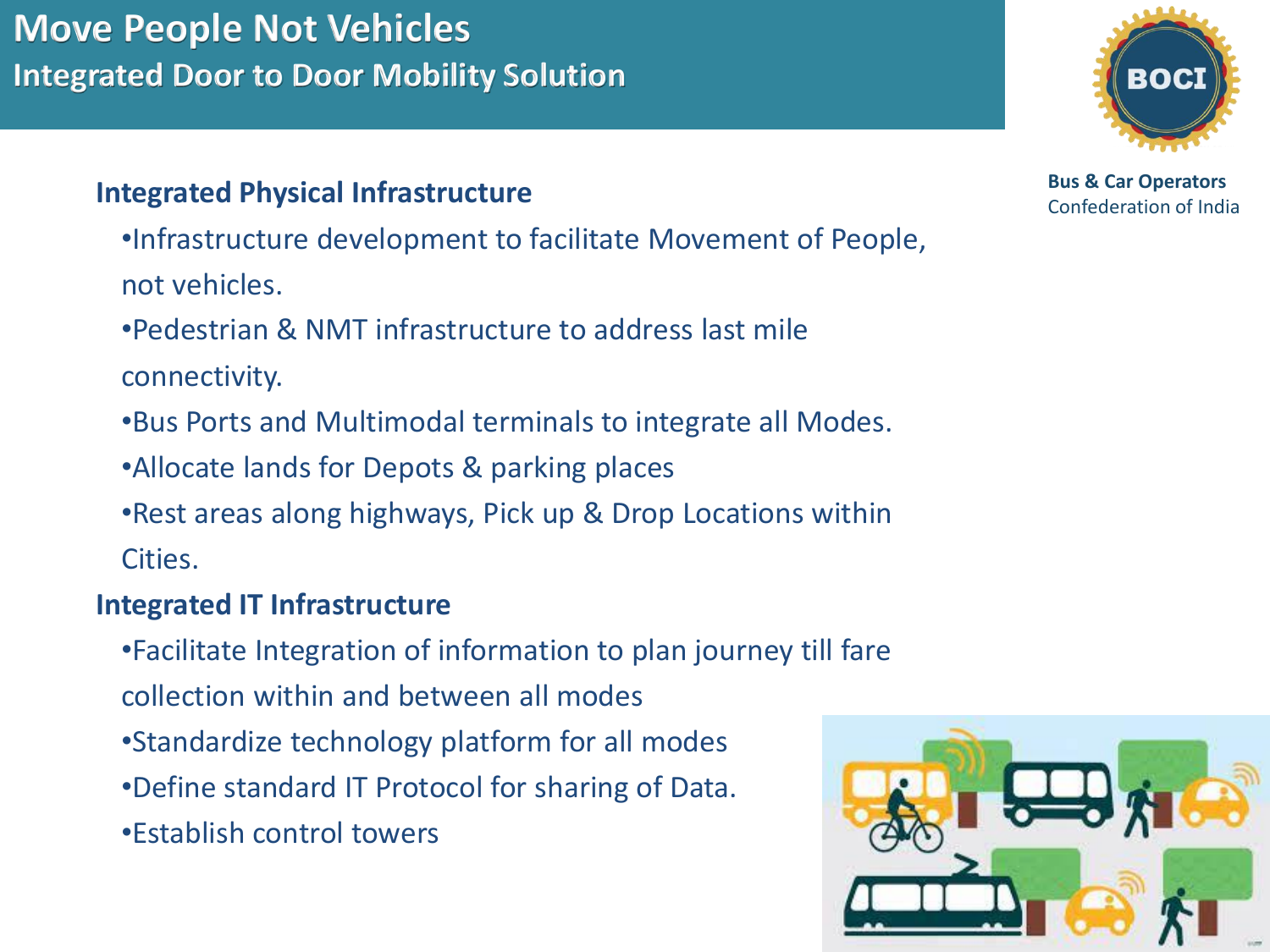# Move People Not Vehicles

## Integrated Door to Door Mobility Solution

**Bus & Car Operators**
Confederation of India

### Integrated Physical Infrastructure

- Infrastructure development to facilitate Movement of People, not vehicles.
- Pedestrian & NMT infrastructure to address last mile connectivity.
- Bus Ports and Multimodal terminals to integrate all Modes.
- Allocate lands for Depots & parking places
- Rest areas along highways, Pick up & Drop Locations within Cities.

### Integrated IT Infrastructure

- Facilitate Integration of information to plan journey till fare collection within and between all modes
- Standardize technology platform for all modes
- Define standard IT Protocol for sharing of Data.
- Establish control towers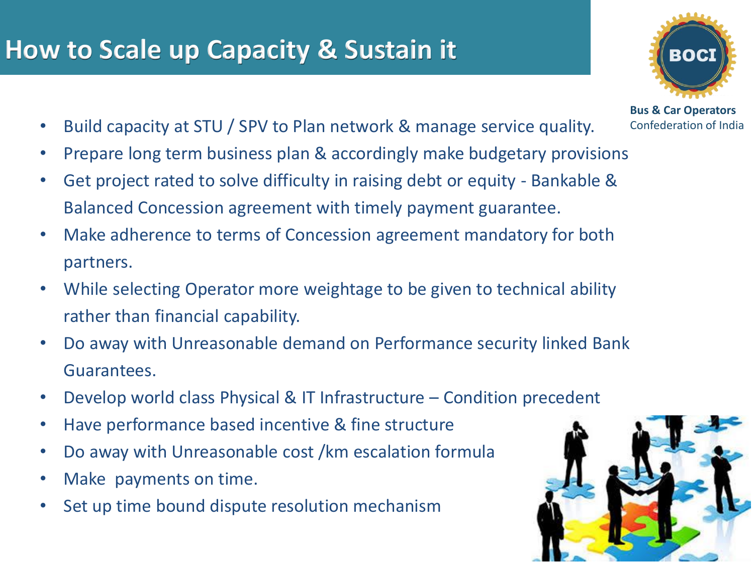# How to Scale up Capacity & Sustain it

**Bus & Car Operators** Confederation of India

- Build capacity at STU / SPV to Plan network & manage service quality.
- Prepare long term business plan & accordingly make budgetary provisions
- Get project rated to solve difficulty in raising debt or equity - Bankable & Balanced Concession agreement with timely payment guarantee.
- Make adherence to terms of Concession agreement mandatory for both partners.
- While selecting Operator more weightage to be given to technical ability rather than financial capability.
- Do away with Unreasonable demand on Performance security linked Bank Guarantees.
- Develop world class Physical & IT Infrastructure – Condition precedent
- Have performance based incentive & fine structure
- Do away with Unreasonable cost /km escalation formula
- Make payments on time.
- Set up time bound dispute resolution mechanism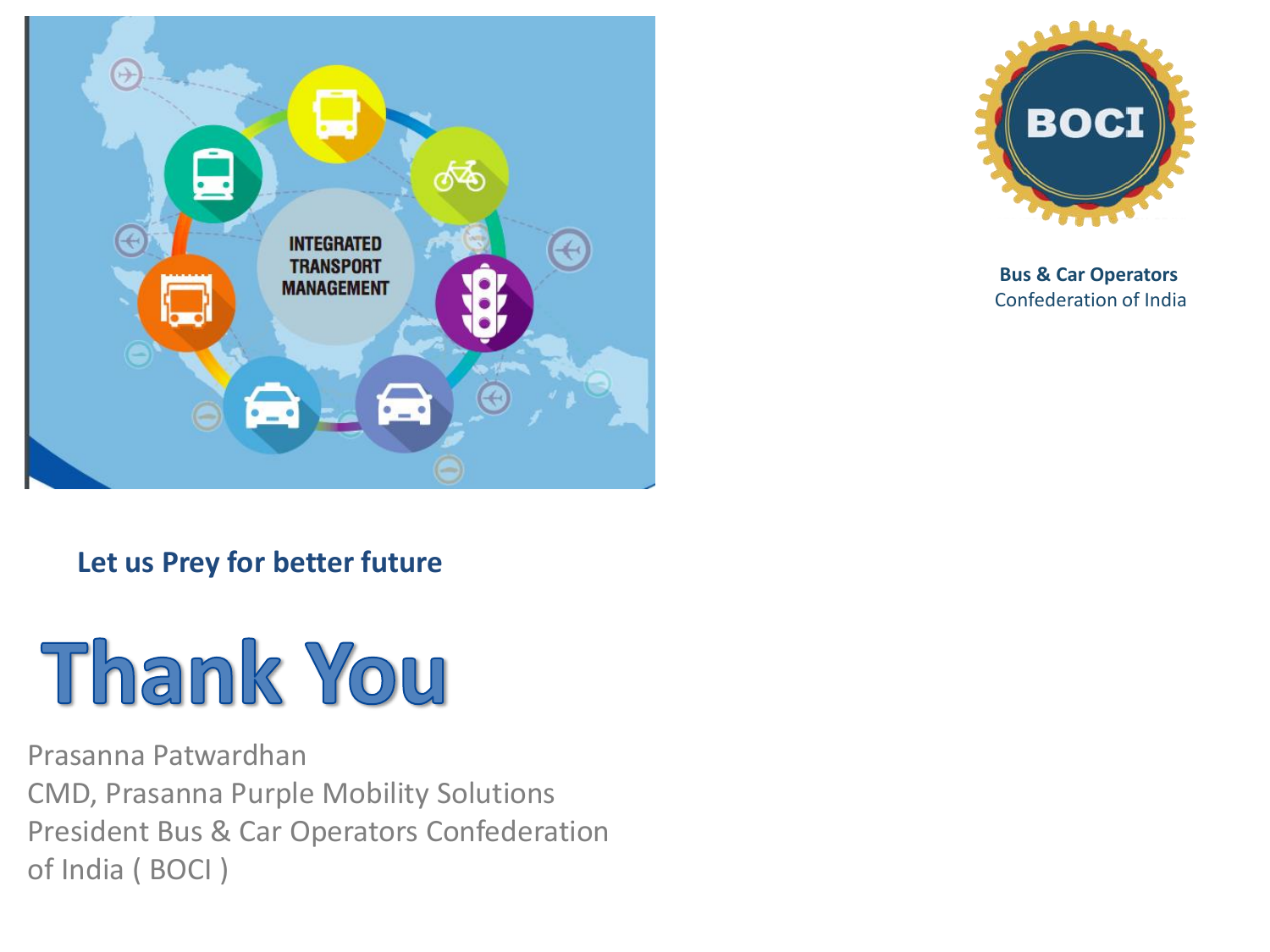Bus & Car Operators
Confederation of India

Let us Prey for better future

# Thank You

Prasanna Patwardhan
CMD, Prasanna Purple Mobility Solutions
President Bus & Car Operators Confederation of India ( BOCI )